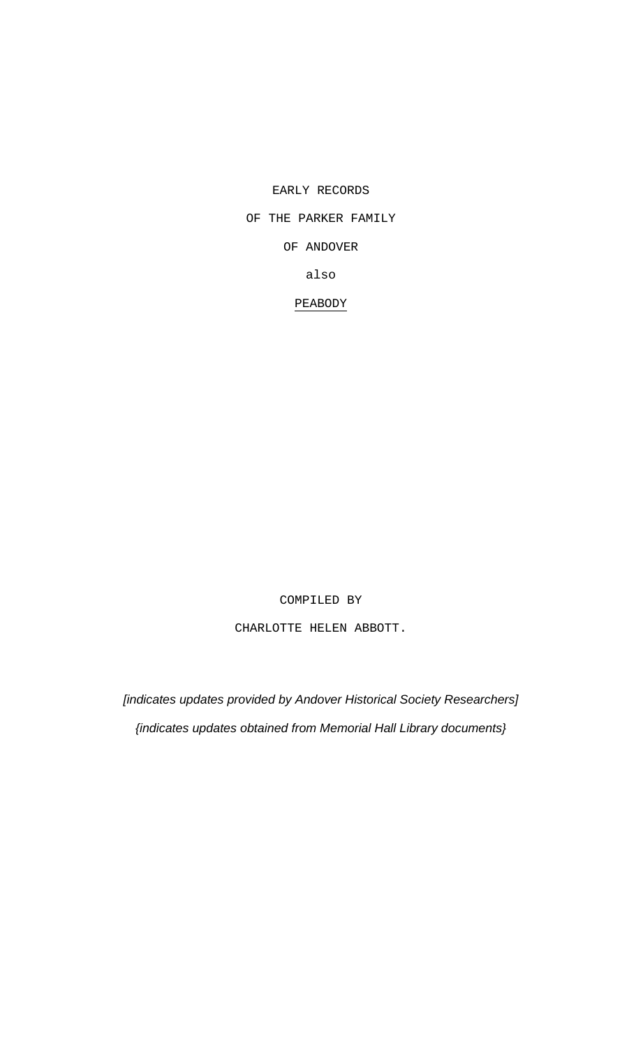# EARLY RECORDS

# OF THE PARKER FAMILY

# OF ANDOVER

also

PEABODY

COMPILED BY

CHARLOTTE HELEN ABBOTT.

*[indicates updates provided by Andover Historical Society Researchers]*

*{indicates updates obtained from Memorial Hall Library documents}*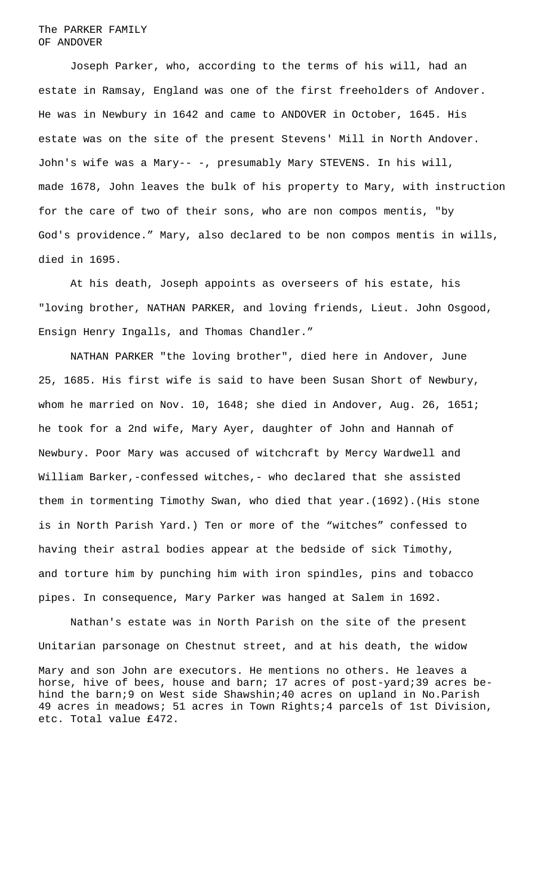The PARKER FAMILY
OF ANDOVER

Joseph Parker, who, according to the terms of his will, had an estate in Ramsay, England was one of the first freeholders of Andover. He was in Newbury in 1642 and came to ANDOVER in October, 1645. His estate was on the site of the present Stevens' Mill in North Andover. John's wife was a Mary-- -, presumably Mary STEVENS. In his will, made 1678, John leaves the bulk of his property to Mary, with instruction for the care of two of their sons, who are non compos mentis, "by God's providence." Mary, also declared to be non compos mentis in wills, died in 1695.

At his death, Joseph appoints as overseers of his estate, his "loving brother, NATHAN PARKER, and loving friends, Lieut. John Osgood, Ensign Henry Ingalls, and Thomas Chandler."

NATHAN PARKER "the loving brother", died here in Andover, June 25, 1685. His first wife is said to have been Susan Short of Newbury, whom he married on Nov. 10, 1648; she died in Andover, Aug. 26, 1651; he took for a 2nd wife, Mary Ayer, daughter of John and Hannah of Newbury. Poor Mary was accused of witchcraft by Mercy Wardwell and William Barker,-confessed witches,- who declared that she assisted them in tormenting Timothy Swan, who died that year.(1692).(His stone is in North Parish Yard.) Ten or more of the "witches" confessed to having their astral bodies appear at the bedside of sick Timothy, and torture him by punching him with iron spindles, pins and tobacco pipes. In consequence, Mary Parker was hanged at Salem in 1692.

Nathan's estate was in North Parish on the site of the present Unitarian parsonage on Chestnut street, and at his death, the widow Mary and son John are executors. He mentions no others. He leaves a horse, hive of bees, house and barn; 17 acres of post-yard;39 acres behind the barn;9 on West side Shawshin;40 acres on upland in No.Parish 49 acres in meadows; 51 acres in Town Rights;4 parcels of 1st Division, etc. Total value £472.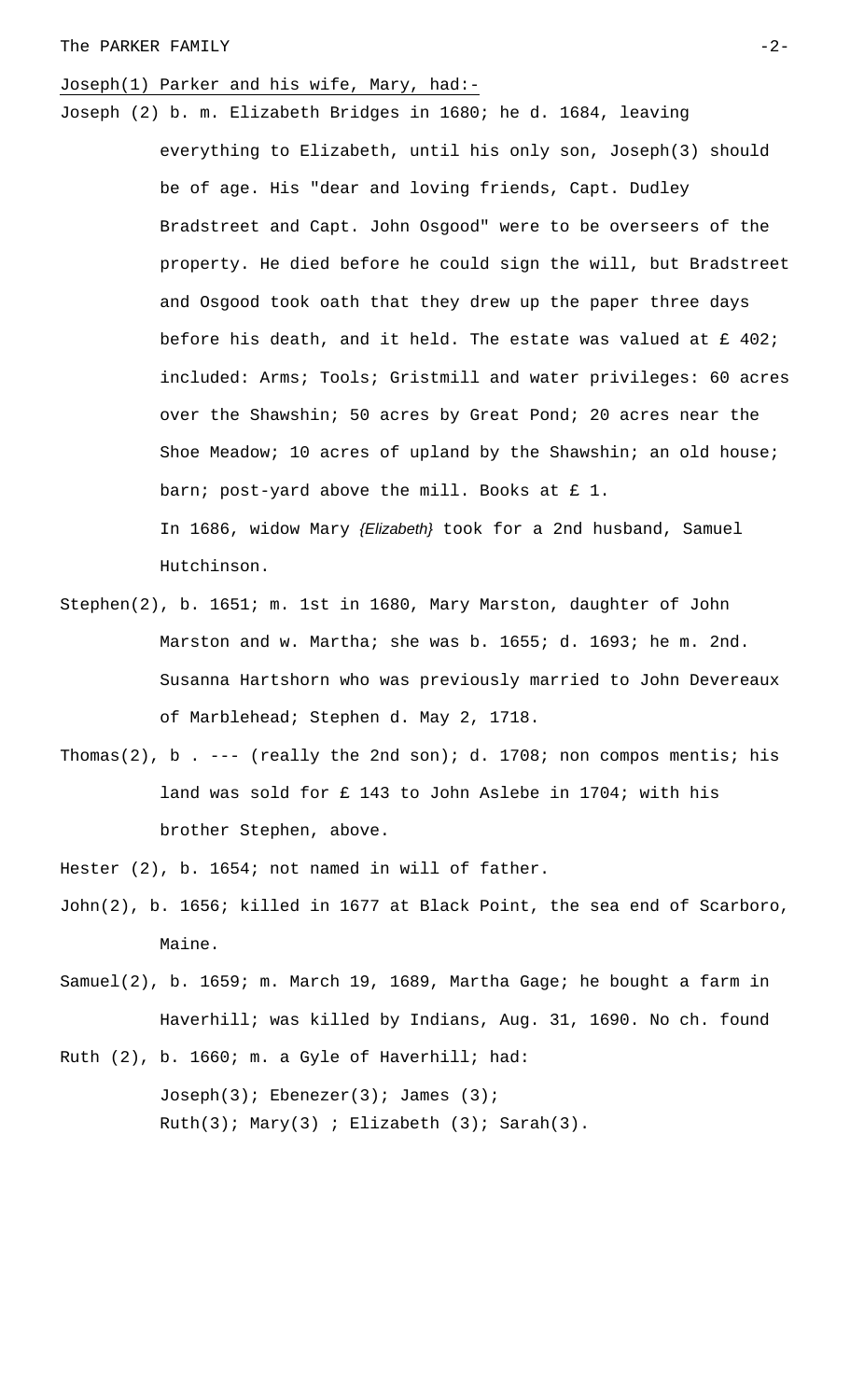Joseph(1) Parker and his wife, Mary, had:-

Joseph (2) b. m. Elizabeth Bridges in 1680; he d. 1684, leaving everything to Elizabeth, until his only son, Joseph(3) should be of age. His "dear and loving friends, Capt. Dudley Bradstreet and Capt. John Osgood" were to be overseers of the property. He died before he could sign the will, but Bradstreet and Osgood took oath that they drew up the paper three days before his death, and it held. The estate was valued at £ 402; included: Arms; Tools; Gristmill and water privileges: 60 acres over the Shawshin; 50 acres by Great Pond; 20 acres near the Shoe Meadow; 10 acres of upland by the Shawshin; an old house; barn; post-yard above the mill. Books at £ 1.

In 1686, widow Mary *{Elizabeth}* took for a 2nd husband, Samuel Hutchinson.

Stephen(2), b. 1651; m. 1st in 1680, Mary Marston, daughter of John Marston and w. Martha; she was b. 1655; d. 1693; he m. 2nd. Susanna Hartshorn who was previously married to John Devereaux of Marblehead; Stephen d. May 2, 1718.

Thomas(2), b . --- (really the 2nd son); d. 1708; non compos mentis; his land was sold for £ 143 to John Aslebe in 1704; with his brother Stephen, above.

Hester (2), b. 1654; not named in will of father.

John(2), b. 1656; killed in 1677 at Black Point, the sea end of Scarboro, Maine.

Samuel(2), b. 1659; m. March 19, 1689, Martha Gage; he bought a farm in Haverhill; was killed by Indians, Aug. 31, 1690. No ch. found

Ruth (2), b. 1660; m. a Gyle of Haverhill; had:

Joseph(3); Ebenezer(3); James (3);
Ruth(3); Mary(3) ; Elizabeth (3); Sarah(3).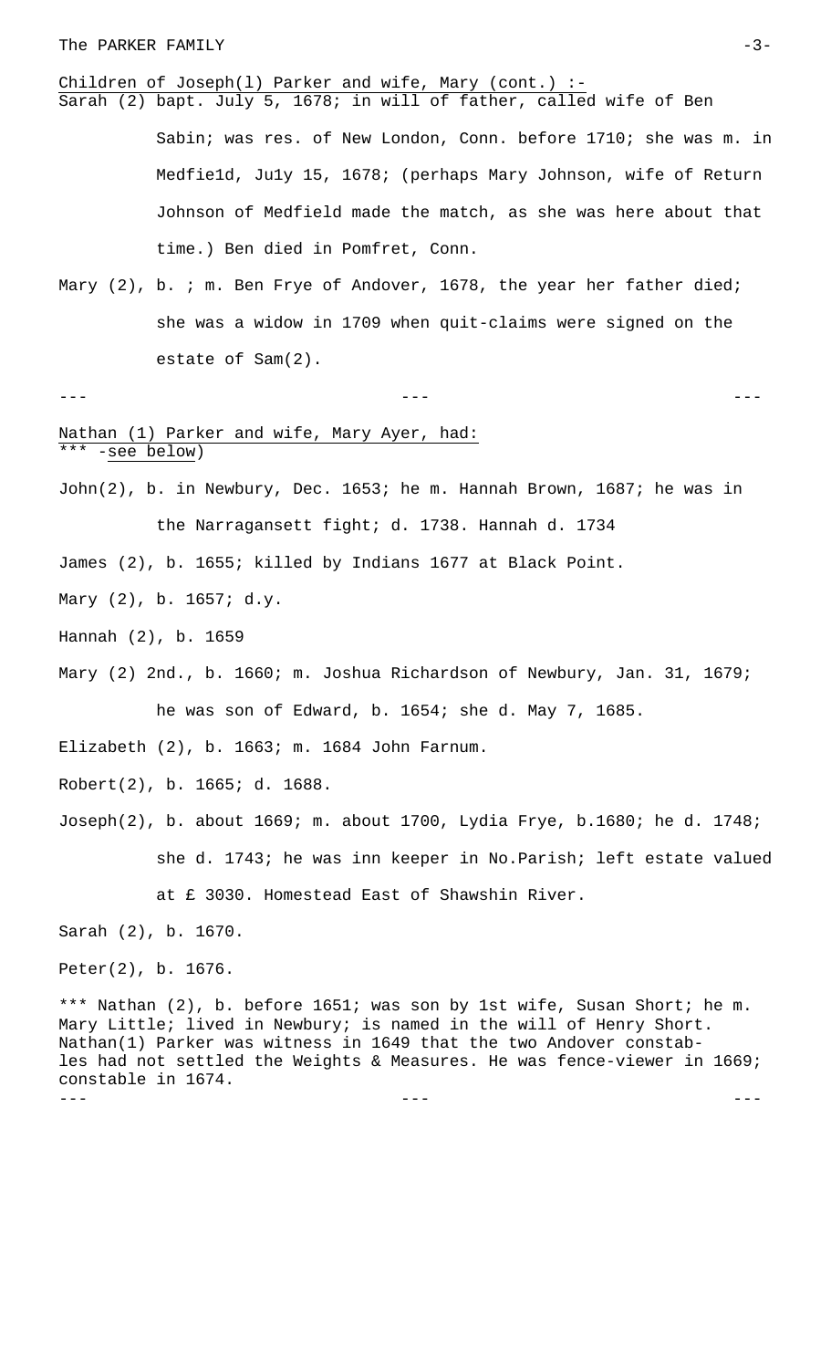Children of Joseph(l) Parker and wife, Mary (cont.) :-

Sarah (2) bapt. July 5, 1678; in will of father, called wife of Ben Sabin; was res. of New London, Conn. before 1710; she was m. in Medfie1d, Ju1y 15, 1678; (perhaps Mary Johnson, wife of Return Johnson of Medfield made the match, as she was here about that time.) Ben died in Pomfret, Conn.

Mary (2), b. ; m. Ben Frye of Andover, 1678, the year her father died; she was a widow in 1709 when quit-claims were signed on the estate of Sam(2).

--- --- ---

Nathan (1) Parker and wife, Mary Ayer, had:
*** -see below)

John(2), b. in Newbury, Dec. 1653; he m. Hannah Brown, 1687; he was in the Narragansett fight; d. 1738. Hannah d. 1734

James (2), b. 1655; killed by Indians 1677 at Black Point.

Mary (2), b. 1657; d.y.

Hannah (2), b. 1659

Mary (2) 2nd., b. 1660; m. Joshua Richardson of Newbury, Jan. 31, 1679; he was son of Edward, b. 1654; she d. May 7, 1685.

Elizabeth (2), b. 1663; m. 1684 John Farnum.

Robert(2), b. 1665; d. 1688.

Joseph(2), b. about 1669; m. about 1700, Lydia Frye, b.1680; he d. 1748; she d. 1743; he was inn keeper in No.Parish; left estate valued at £ 3030. Homestead East of Shawshin River.

Sarah (2), b. 1670.

Peter(2), b. 1676.

*** Nathan (2), b. before 1651; was son by 1st wife, Susan Short; he m. Mary Little; lived in Newbury; is named in the will of Henry Short. Nathan(1) Parker was witness in 1649 that the two Andover constables had not settled the Weights & Measures. He was fence-viewer in 1669; constable in 1674.

--- --- ---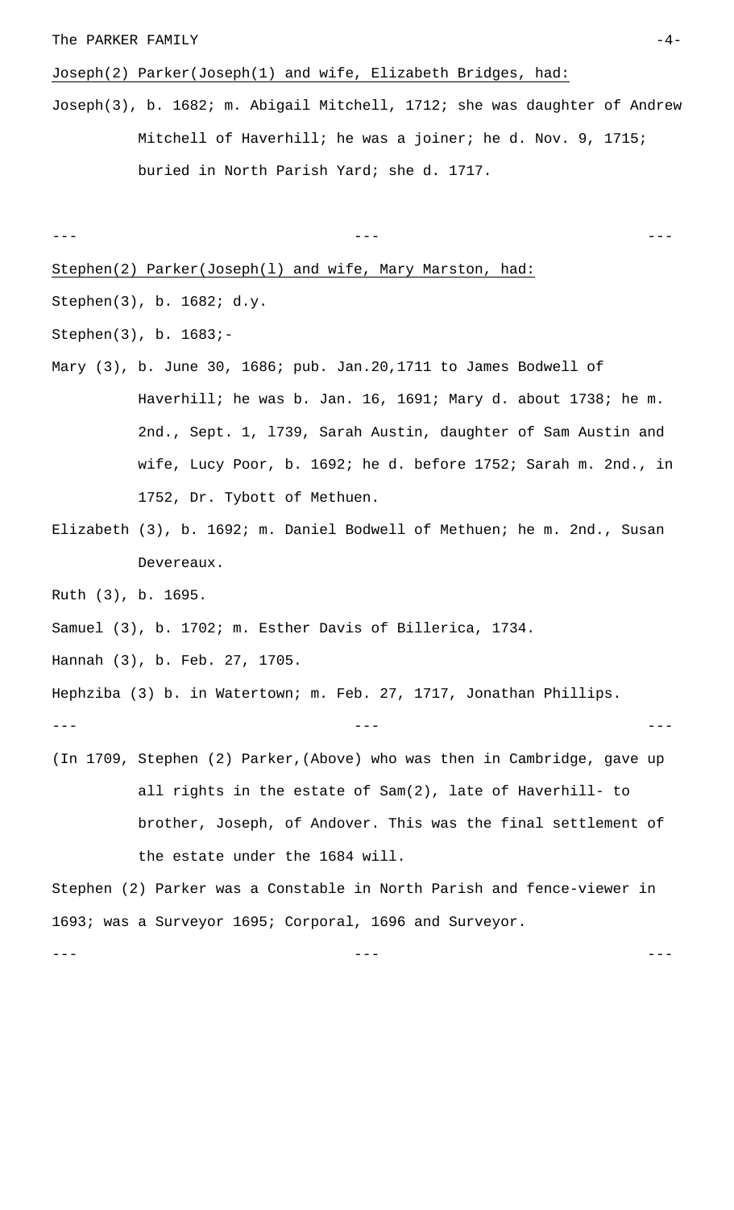<u>Joseph(2) Parker(Joseph(1) and wife, Elizabeth Bridges, had:</u>

Joseph(3), b. 1682; m. Abigail Mitchell, 1712; she was daughter of Andrew Mitchell of Haverhill; he was a joiner; he d. Nov. 9, 1715; buried in North Parish Yard; she d. 1717.

--- --- ---

<u>Stephen(2) Parker(Joseph(l) and wife, Mary Marston, had:</u>

Stephen(3), b. 1682; d.y.

Stephen(3), b. 1683;-

Mary (3), b. June 30, 1686; pub. Jan.20,1711 to James Bodwell of Haverhill; he was b. Jan. 16, 1691; Mary d. about 1738; he m. 2nd., Sept. 1, l739, Sarah Austin, daughter of Sam Austin and wife, Lucy Poor, b. 1692; he d. before 1752; Sarah m. 2nd., in 1752, Dr. Tybott of Methuen.

Elizabeth (3), b. 1692; m. Daniel Bodwell of Methuen; he m. 2nd., Susan Devereaux.

Ruth (3), b. 1695.

Samuel (3), b. 1702; m. Esther Davis of Billerica, 1734.

Hannah (3), b. Feb. 27, 1705.

Hephziba (3) b. in Watertown; m. Feb. 27, 1717, Jonathan Phillips.

--- --- ---

(In 1709, Stephen (2) Parker,(Above) who was then in Cambridge, gave up all rights in the estate of Sam(2), late of Haverhill- to brother, Joseph, of Andover. This was the final settlement of the estate under the 1684 will.

Stephen (2) Parker was a Constable in North Parish and fence-viewer in 1693; was a Surveyor 1695; Corporal, 1696 and Surveyor.

--- --- ---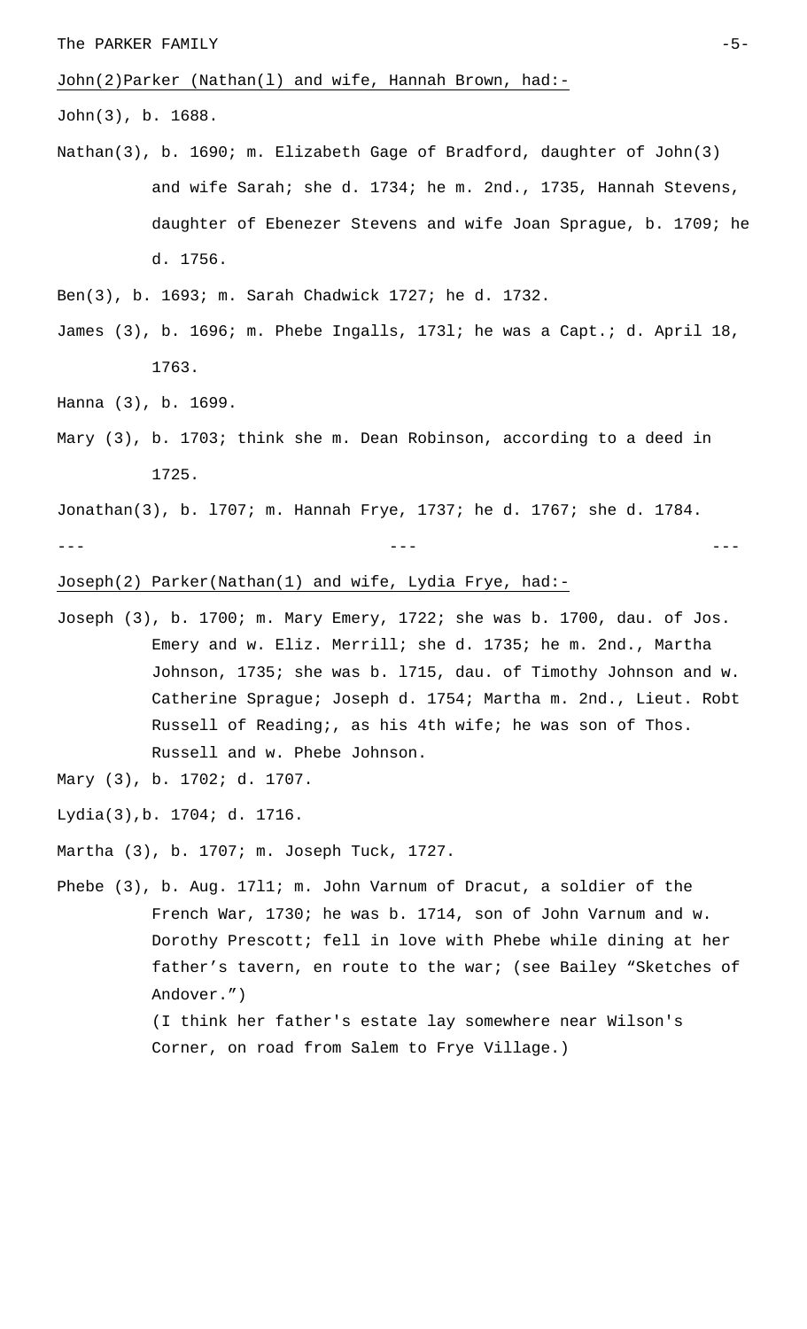John(2)Parker (Nathan(l) and wife, Hannah Brown, had:-

John(3), b. 1688.

Nathan(3), b. 1690; m. Elizabeth Gage of Bradford, daughter of John(3) and wife Sarah; she d. 1734; he m. 2nd., 1735, Hannah Stevens, daughter of Ebenezer Stevens and wife Joan Sprague, b. 1709; he d. 1756.

Ben(3), b. 1693; m. Sarah Chadwick 1727; he d. 1732.

James (3), b. 1696; m. Phebe Ingalls, 173l; he was a Capt.; d. April 18, 1763.

Hanna (3), b. 1699.

Mary (3), b. 1703; think she m. Dean Robinson, according to a deed in 1725.

Jonathan(3), b. l707; m. Hannah Frye, 1737; he d. 1767; she d. 1784.

--- --- ---

Joseph(2) Parker(Nathan(1) and wife, Lydia Frye, had:-

Joseph (3), b. 1700; m. Mary Emery, 1722; she was b. 1700, dau. of Jos. Emery and w. Eliz. Merrill; she d. 1735; he m. 2nd., Martha Johnson, 1735; she was b. l715, dau. of Timothy Johnson and w. Catherine Sprague; Joseph d. 1754; Martha m. 2nd., Lieut. Robt Russell of Reading;, as his 4th wife; he was son of Thos. Russell and w. Phebe Johnson.

Mary (3), b. 1702; d. 1707.

Lydia(3),b. 1704; d. 1716.

Martha (3), b. 1707; m. Joseph Tuck, 1727.

Phebe (3), b. Aug. 17l1; m. John Varnum of Dracut, a soldier of the French War, 1730; he was b. 1714, son of John Varnum and w. Dorothy Prescott; fell in love with Phebe while dining at her father's tavern, en route to the war; (see Bailey "Sketches of Andover.")
(I think her father's estate lay somewhere near Wilson's Corner, on road from Salem to Frye Village.)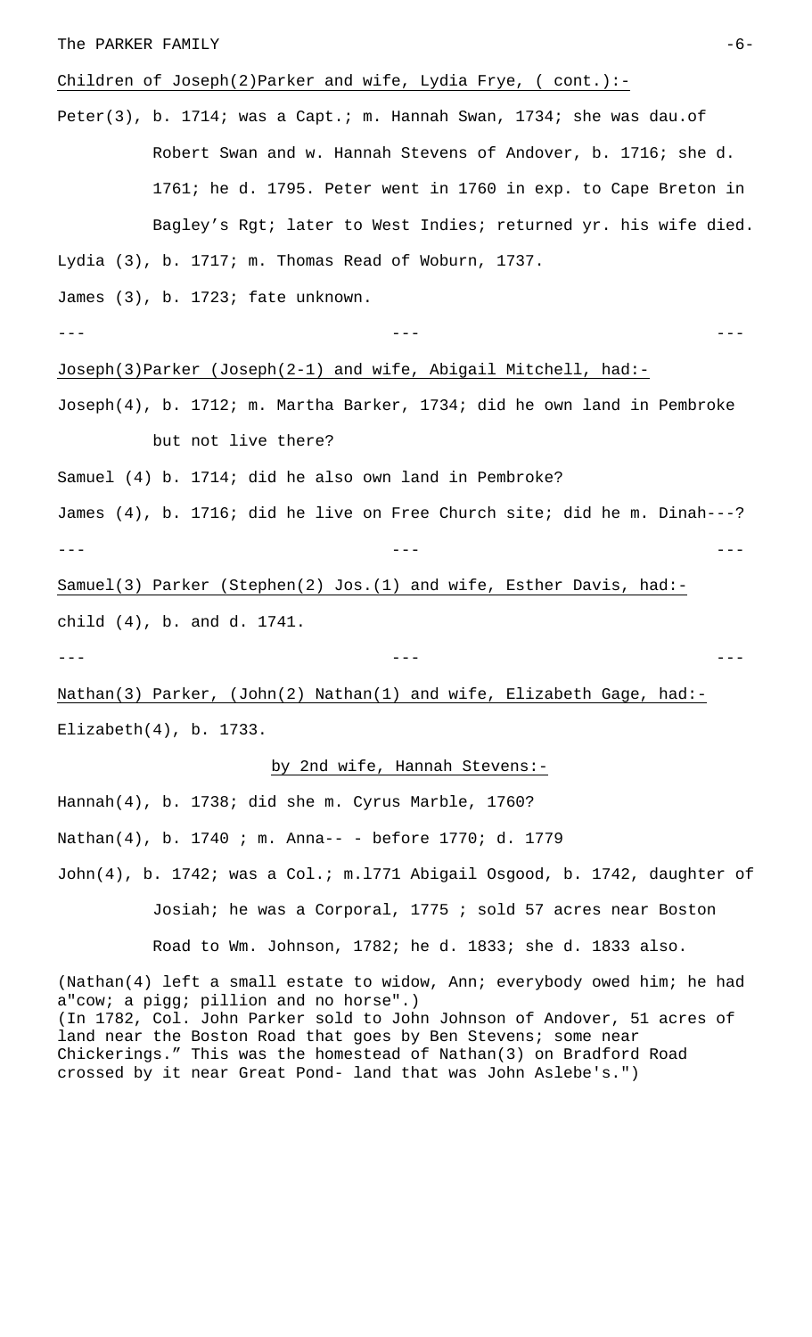Children of Joseph(2)Parker and wife, Lydia Frye, ( cont.):-

Peter(3), b. 1714; was a Capt.; m. Hannah Swan, 1734; she was dau.of Robert Swan and w. Hannah Stevens of Andover, b. 1716; she d. 1761; he d. 1795. Peter went in 1760 in exp. to Cape Breton in Bagley's Rgt; later to West Indies; returned yr. his wife died.

Lydia (3), b. 1717; m. Thomas Read of Woburn, 1737.

James (3), b. 1723; fate unknown.

--- --- ---

Joseph(3)Parker (Joseph(2-1) and wife, Abigail Mitchell, had:-

Joseph(4), b. 1712; m. Martha Barker, 1734; did he own land in Pembroke but not live there?

Samuel (4) b. 1714; did he also own land in Pembroke?

James (4), b. 1716; did he live on Free Church site; did he m. Dinah---?

--- --- ---

Samuel(3) Parker (Stephen(2) Jos.(1) and wife, Esther Davis, had:-

child (4), b. and d. 1741.

--- --- ---

Nathan(3) Parker, (John(2) Nathan(1) and wife, Elizabeth Gage, had:-

Elizabeth(4), b. 1733.

by 2nd wife, Hannah Stevens:-

Hannah(4), b. 1738; did she m. Cyrus Marble, 1760?

Nathan(4), b. 1740 ; m. Anna-- - before 1770; d. 1779

John(4), b. 1742; was a Col.; m.l771 Abigail Osgood, b. 1742, daughter of Josiah; he was a Corporal, 1775 ; sold 57 acres near Boston Road to Wm. Johnson, 1782; he d. 1833; she d. 1833 also.

(Nathan(4) left a small estate to widow, Ann; everybody owed him; he had a"cow; a pigg; pillion and no horse".)
(In 1782, Col. John Parker sold to John Johnson of Andover, 51 acres of land near the Boston Road that goes by Ben Stevens; some near Chickerings." This was the homestead of Nathan(3) on Bradford Road crossed by it near Great Pond- land that was John Aslebe's.")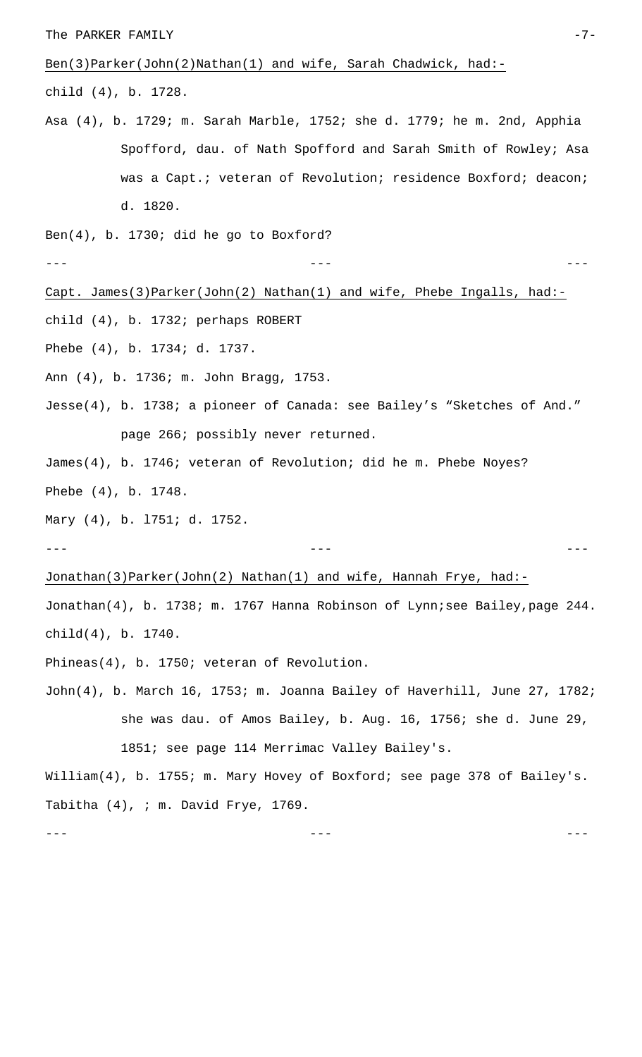Ben(3)Parker(John(2)Nathan(1) and wife, Sarah Chadwick, had:-

child (4), b. 1728.

Asa (4), b. 1729; m. Sarah Marble, 1752; she d. 1779; he m. 2nd, Apphia Spofford, dau. of Nath Spofford and Sarah Smith of Rowley; Asa was a Capt.; veteran of Revolution; residence Boxford; deacon; d. 1820.

Ben(4), b. 1730; did he go to Boxford?

--- --- ---

Capt. James(3)Parker(John(2) Nathan(1) and wife, Phebe Ingalls, had:-

child (4), b. 1732; perhaps ROBERT

Phebe (4), b. 1734; d. 1737.

Ann (4), b. 1736; m. John Bragg, 1753.

Jesse(4), b. 1738; a pioneer of Canada: see Bailey's "Sketches of And." page 266; possibly never returned.

James(4), b. 1746; veteran of Revolution; did he m. Phebe Noyes?

Phebe (4), b. 1748.

Mary (4), b. l751; d. 1752.

--- --- ---

Jonathan(3)Parker(John(2) Nathan(1) and wife, Hannah Frye, had:-

Jonathan(4), b. 1738; m. 1767 Hanna Robinson of Lynn;see Bailey,page 244.

child(4), b. 1740.

Phineas(4), b. 1750; veteran of Revolution.

John(4), b. March 16, 1753; m. Joanna Bailey of Haverhill, June 27, 1782; she was dau. of Amos Bailey, b. Aug. 16, 1756; she d. June 29, 1851; see page 114 Merrimac Valley Bailey's.

William(4), b. 1755; m. Mary Hovey of Boxford; see page 378 of Bailey's.

Tabitha (4), ; m. David Frye, 1769.

--- --- ---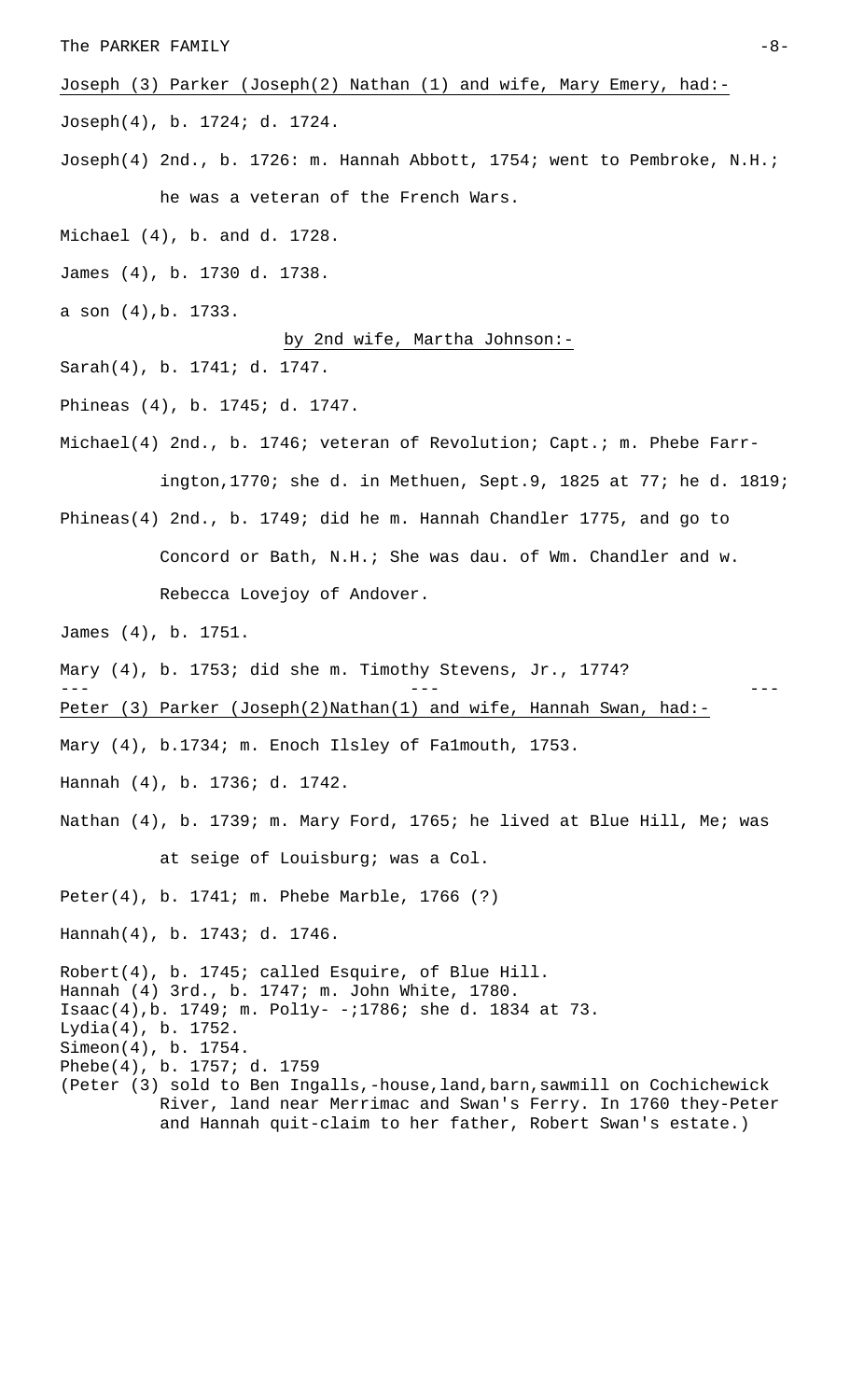Joseph (3) Parker (Joseph(2) Nathan (1) and wife, Mary Emery, had:-

Joseph(4), b. 1724; d. 1724.

Joseph(4) 2nd., b. 1726: m. Hannah Abbott, 1754; went to Pembroke, N.H.; he was a veteran of the French Wars.

Michael (4), b. and d. 1728.

James (4), b. 1730 d. 1738.

a son (4),b. 1733.

by 2nd wife, Martha Johnson:-

Sarah(4), b. 1741; d. 1747.

Phineas (4), b. 1745; d. 1747.

Michael(4) 2nd., b. 1746; veteran of Revolution; Capt.; m. Phebe Farrington,1770; she d. in Methuen, Sept.9, 1825 at 77; he d. 1819;

Phineas(4) 2nd., b. 1749; did he m. Hannah Chandler 1775, and go to Concord or Bath, N.H.; She was dau. of Wm. Chandler and w. Rebecca Lovejoy of Andover.

James (4), b. 1751.

Mary (4), b. 1753; did she m. Timothy Stevens, Jr., 1774?

--- --- ---

Peter (3) Parker (Joseph(2)Nathan(1) and wife, Hannah Swan, had:-

Mary (4), b.1734; m. Enoch Ilsley of Falmouth, 1753.

Hannah (4), b. 1736; d. 1742.

Nathan (4), b. 1739; m. Mary Ford, 1765; he lived at Blue Hill, Me; was at seige of Louisburg; was a Col.

Peter(4), b. 1741; m. Phebe Marble, 1766 (?)

Hannah(4), b. 1743; d. 1746.

Robert(4), b. 1745; called Esquire, of Blue Hill.
Hannah (4) 3rd., b. 1747; m. John White, 1780.
Isaac(4),b. 1749; m. Polly- -;1786; she d. 1834 at 73.
Lydia(4), b. 1752.
Simeon(4), b. 1754.
Phebe(4), b. 1757; d. 1759
(Peter (3) sold to Ben Ingalls,-house,land,barn,sawmill on Cochichewick River, land near Merrimac and Swan's Ferry. In 1760 they-Peter and Hannah quit-claim to her father, Robert Swan's estate.)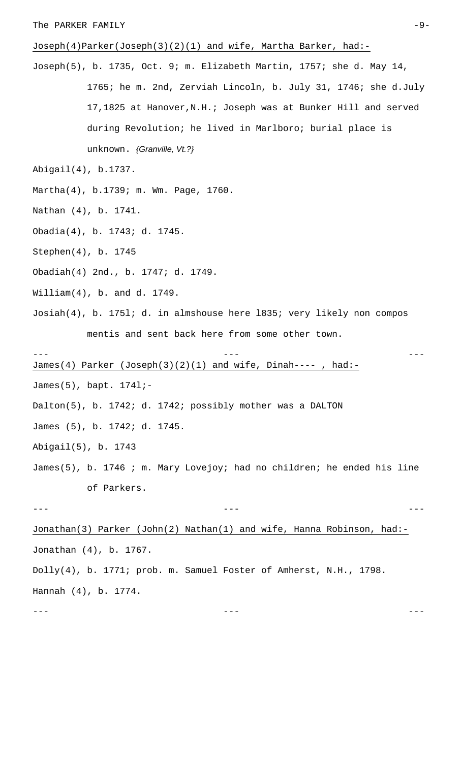Joseph(4)Parker(Joseph(3)(2)(1) and wife, Martha Barker, had:-

Joseph(5), b. 1735, Oct. 9; m. Elizabeth Martin, 1757; she d. May 14, 1765; he m. 2nd, Zerviah Lincoln, b. July 31, 1746; she d.July 17,1825 at Hanover,N.H.; Joseph was at Bunker Hill and served during Revolution; he lived in Marlboro; burial place is unknown. *{Granville, Vt.?}*

Abigail(4), b.1737.

Martha(4), b.1739; m. Wm. Page, 1760.

Nathan (4), b. 1741.

Obadia(4), b. 1743; d. 1745.

Stephen(4), b. 1745

Obadiah(4) 2nd., b. 1747; d. 1749.

William(4), b. and d. 1749.

Josiah(4), b. 175l; d. in almshouse here l835; very likely non compos mentis and sent back here from some other town.

--- --- ---

James(4) Parker (Joseph(3)(2)(1) and wife, Dinah---- , had:-

James(5), bapt. 174l;-

Dalton(5), b. 1742; d. 1742; possibly mother was a DALTON

James (5), b. 1742; d. 1745.

Abigail(5), b. 1743

James(5), b. 1746 ; m. Mary Lovejoy; had no children; he ended his line of Parkers.

--- --- ---

Jonathan(3) Parker (John(2) Nathan(1) and wife, Hanna Robinson, had:-

Jonathan (4), b. 1767.

Dolly(4), b. 1771; prob. m. Samuel Foster of Amherst, N.H., 1798.

Hannah (4), b. 1774.

--- --- ---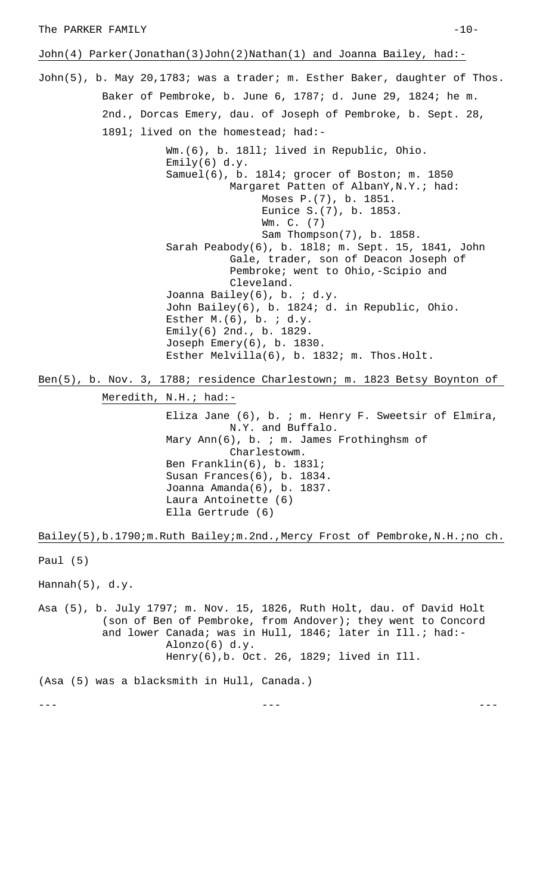John(4) Parker(Jonathan(3)John(2)Nathan(1) and Joanna Bailey, had:-

John(5), b. May 20,1783; was a trader; m. Esther Baker, daughter of Thos. Baker of Pembroke, b. June 6, 1787; d. June 29, 1824; he m. 2nd., Dorcas Emery, dau. of Joseph of Pembroke, b. Sept. 28, 189l; lived on the homestead; had:-

- Wm.(6), b. 18ll; lived in Republic, Ohio.
- Emily(6) d.y.
- Samuel(6), b. 18l4; grocer of Boston; m. 1850 Margaret Patten of AlbanY,N.Y.; had:
  - Moses P.(7), b. 1851.
  - Eunice S.(7), b. 1853.
  - Wm. C. (7)
  - Sam Thompson(7), b. 1858.
- Sarah Peabody(6), b. 18l8; m. Sept. 15, 1841, John Gale, trader, son of Deacon Joseph of Pembroke; went to Ohio,-Scipio and Cleveland.
- Joanna Bailey(6), b. ; d.y.
- John Bailey(6), b. 1824; d. in Republic, Ohio.
- Esther M.(6), b. ; d.y.
- Emily(6) 2nd., b. 1829.
- Joseph Emery(6), b. 1830.
- Esther Melvilla(6), b. 1832; m. Thos.Holt.

Ben(5), b. Nov. 3, 1788; residence Charlestown; m. 1823 Betsy Boynton of Meredith, N.H.; had:-

- Eliza Jane (6), b. ; m. Henry F. Sweetsir of Elmira, N.Y. and Buffalo.
- Mary Ann(6), b. ; m. James Frothinghsm of Charlestowm.
- Ben Franklin(6), b. 183l;
- Susan Frances(6), b. 1834.
- Joanna Amanda(6), b. 1837.
- Laura Antoinette (6)
- Ella Gertrude (6)

Bailey(5),b.1790;m.Ruth Bailey;m.2nd.,Mercy Frost of Pembroke,N.H.;no ch.

Paul (5)

Hannah(5), d.y.

Asa (5), b. July 1797; m. Nov. 15, 1826, Ruth Holt, dau. of David Holt (son of Ben of Pembroke, from Andover); they went to Concord and lower Canada; was in Hull, 1846; later in Ill.; had:-

- Alonzo(6) d.y.
- Henry(6),b. Oct. 26, 1829; lived in Ill.

(Asa (5) was a blacksmith in Hull, Canada.)

--- --- ---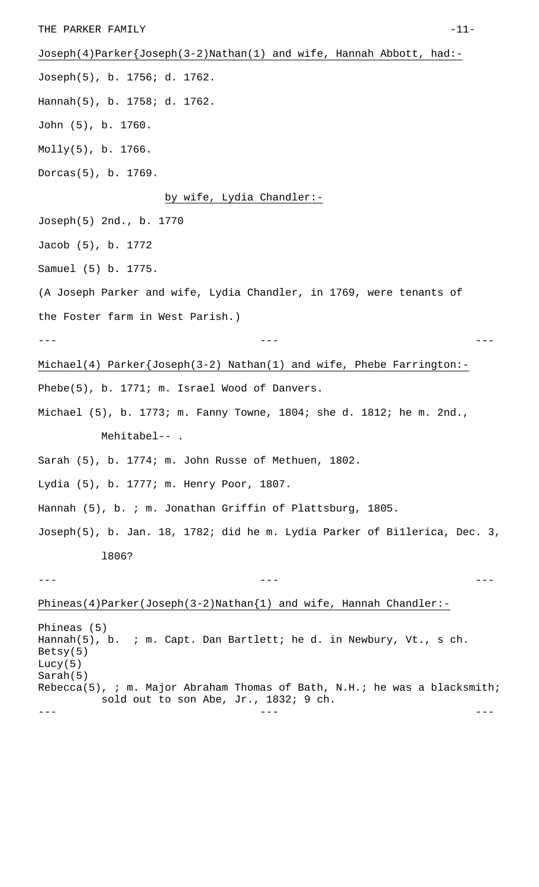Joseph(4)Parker{Joseph(3-2)Nathan(1) and wife, Hannah Abbott, had:-

Joseph(5), b. 1756; d. 1762.

Hannah(5), b. 1758; d. 1762.

John (5), b. 1760.

Molly(5), b. 1766.

Dorcas(5), b. 1769.

by wife, Lydia Chandler:-

Joseph(5) 2nd., b. 1770

Jacob (5), b. 1772

Samuel (5) b. 1775.

(A Joseph Parker and wife, Lydia Chandler, in 1769, were tenants of the Foster farm in West Parish.)

--- --- ---

Michael(4) Parker{Joseph(3-2) Nathan(1) and wife, Phebe Farrington:-

Phebe(5), b. 1771; m. Israel Wood of Danvers.

Michael (5), b. 1773; m. Fanny Towne, 1804; she d. 1812; he m. 2nd., Mehitabel-- .

Sarah (5), b. 1774; m. John Russe of Methuen, 1802.

Lydia (5), b. 1777; m. Henry Poor, 1807.

Hannah (5), b. ; m. Jonathan Griffin of Plattsburg, 1805.

Joseph(5), b. Jan. 18, 1782; did he m. Lydia Parker of Billerica, Dec. 3, 1806?

--- --- ---

Phineas(4)Parker(Joseph(3-2)Nathan{1) and wife, Hannah Chandler:-

Phineas (5)  
Hannah(5), b. ; m. Capt. Dan Bartlett; he d. in Newbury, Vt., s ch.  
Betsy(5)  
Lucy(5)  
Sarah(5)  
Rebecca(5), ; m. Major Abraham Thomas of Bath, N.H.; he was a blacksmith; sold out to son Abe, Jr., 1832; 9 ch.

--- --- ---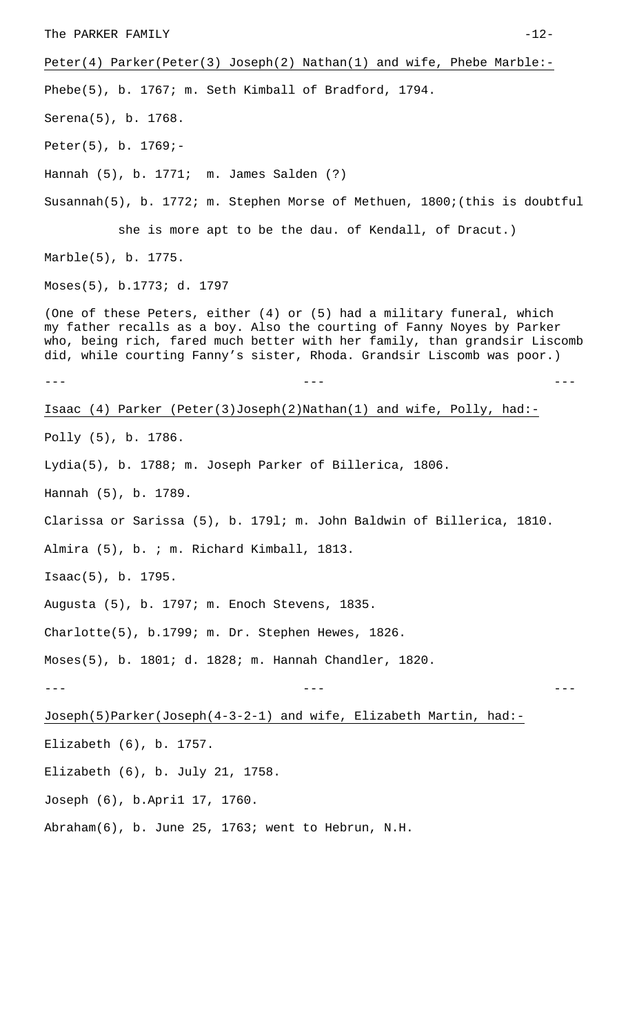Peter(4) Parker(Peter(3) Joseph(2) Nathan(1) and wife, Phebe Marble:-

Phebe(5), b. 1767; m. Seth Kimball of Bradford, 1794.

Serena(5), b. 1768.

Peter(5), b. 1769;-

Hannah (5), b. 1771; m. James Salden (?)

Susannah(5), b. 1772; m. Stephen Morse of Methuen, 1800;(this is doubtful she is more apt to be the dau. of Kendall, of Dracut.)

Marble(5), b. 1775.

Moses(5), b.1773; d. 1797

(One of these Peters, either (4) or (5) had a military funeral, which my father recalls as a boy. Also the courting of Fanny Noyes by Parker who, being rich, fared much better with her family, than grandsir Liscomb did, while courting Fanny's sister, Rhoda. Grandsir Liscomb was poor.)

--- --- ---

Isaac (4) Parker (Peter(3)Joseph(2)Nathan(1) and wife, Polly, had:-

Polly (5), b. 1786.

Lydia(5), b. 1788; m. Joseph Parker of Billerica, 1806.

Hannah (5), b. 1789.

Clarissa or Sarissa (5), b. 179l; m. John Baldwin of Billerica, 1810.

Almira (5), b. ; m. Richard Kimball, 1813.

Isaac(5), b. 1795.

Augusta (5), b. 1797; m. Enoch Stevens, 1835.

Charlotte(5), b.1799; m. Dr. Stephen Hewes, 1826.

Moses(5), b. 1801; d. 1828; m. Hannah Chandler, 1820.

--- --- ---

Joseph(5)Parker(Joseph(4-3-2-1) and wife, Elizabeth Martin, had:-

Elizabeth (6), b. 1757.

Elizabeth (6), b. July 21, 1758.

Joseph (6), b.Apri1 17, 1760.

Abraham(6), b. June 25, 1763; went to Hebrun, N.H.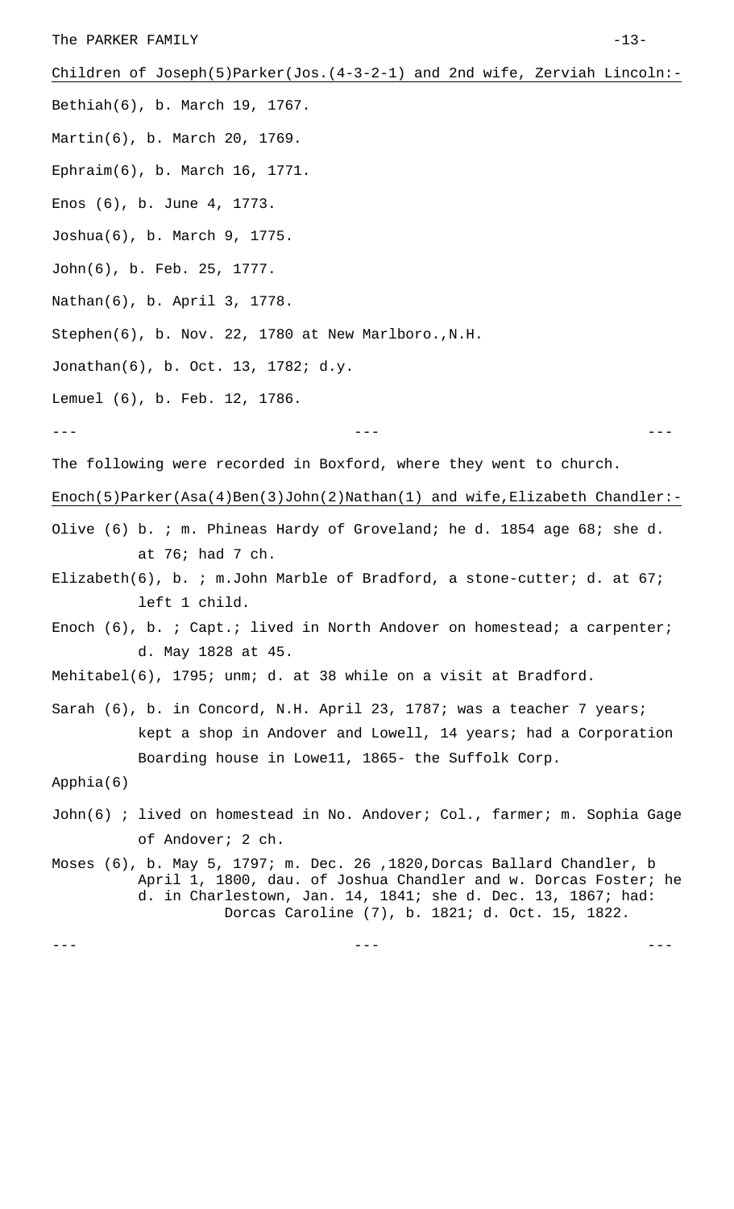Children of Joseph(5)Parker(Jos.(4-3-2-1) and 2nd wife, Zerviah Lincoln:-

Bethiah(6), b. March 19, 1767.

Martin(6), b. March 20, 1769.

Ephraim(6), b. March 16, 1771.

Enos (6), b. June 4, 1773.

Joshua(6), b. March 9, 1775.

John(6), b. Feb. 25, 1777.

Nathan(6), b. April 3, 1778.

Stephen(6), b. Nov. 22, 1780 at New Marlboro.,N.H.

Jonathan(6), b. Oct. 13, 1782; d.y.

Lemuel (6), b. Feb. 12, 1786.

--- --- ---

The following were recorded in Boxford, where they went to church.

Enoch(5)Parker(Asa(4)Ben(3)John(2)Nathan(1) and wife,Elizabeth Chandler:-

Olive (6) b. ; m. Phineas Hardy of Groveland; he d. 1854 age 68; she d. at 76; had 7 ch.

Elizabeth(6), b. ; m.John Marble of Bradford, a stone-cutter; d. at 67; left 1 child.

Enoch (6), b. ; Capt.; lived in North Andover on homestead; a carpenter; d. May 1828 at 45.

Mehitabel(6), 1795; unm; d. at 38 while on a visit at Bradford.

Sarah (6), b. in Concord, N.H. April 23, 1787; was a teacher 7 years; kept a shop in Andover and Lowell, 14 years; had a Corporation Boarding house in Lowe11, 1865- the Suffolk Corp.

Apphia(6)

John(6) ; lived on homestead in No. Andover; Col., farmer; m. Sophia Gage of Andover; 2 ch.

Moses (6), b. May 5, 1797; m. Dec. 26 ,1820,Dorcas Ballard Chandler, b April 1, 1800, dau. of Joshua Chandler and w. Dorcas Foster; he d. in Charlestown, Jan. 14, 1841; she d. Dec. 13, 1867; had:
Dorcas Caroline (7), b. 1821; d. Oct. 15, 1822.

--- --- ---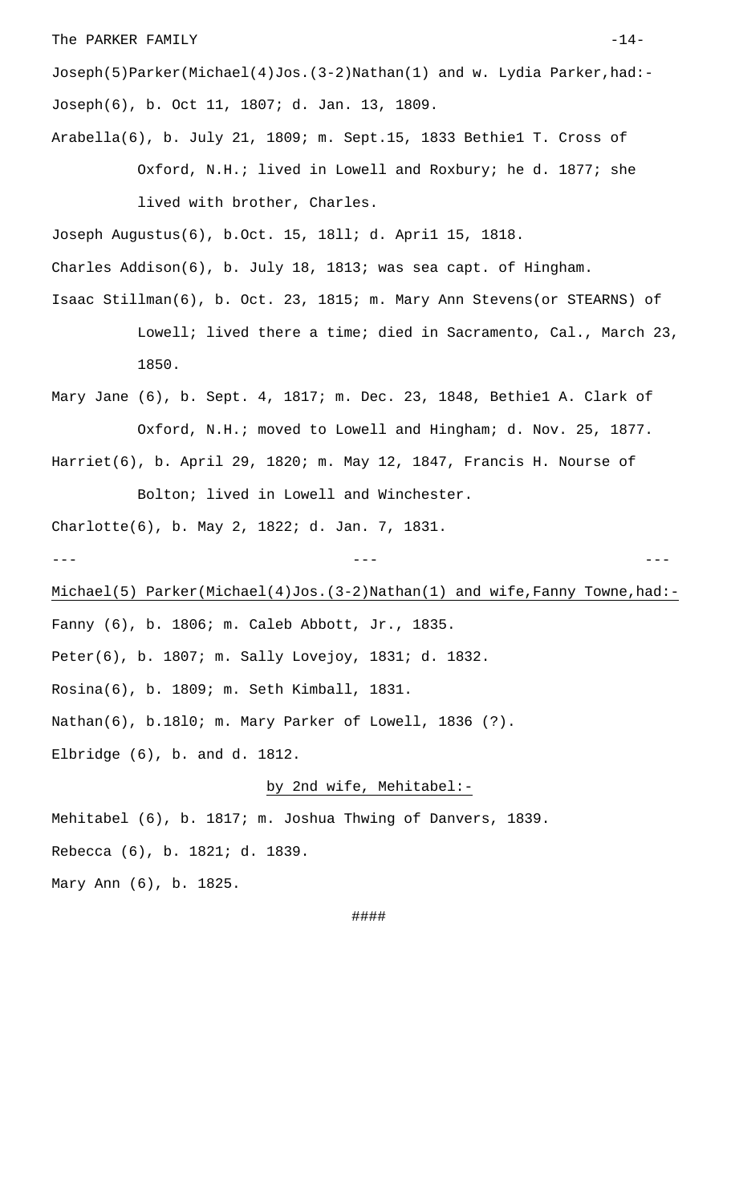Joseph(5)Parker(Michael(4)Jos.(3-2)Nathan(1) and w. Lydia Parker,had:-

Joseph(6), b. Oct 11, 1807; d. Jan. 13, 1809.

Arabella(6), b. July 21, 1809; m. Sept.15, 1833 Bethiel T. Cross of Oxford, N.H.; lived in Lowell and Roxbury; he d. 1877; she lived with brother, Charles.

Joseph Augustus(6), b.Oct. 15, 1811; d. April 15, 1818.

Charles Addison(6), b. July 18, 1813; was sea capt. of Hingham.

Isaac Stillman(6), b. Oct. 23, 1815; m. Mary Ann Stevens(or STEARNS) of Lowell; lived there a time; died in Sacramento, Cal., March 23, 1850.

Mary Jane (6), b. Sept. 4, 1817; m. Dec. 23, 1848, Bethiel A. Clark of Oxford, N.H.; moved to Lowell and Hingham; d. Nov. 25, 1877.

Harriet(6), b. April 29, 1820; m. May 12, 1847, Francis H. Nourse of Bolton; lived in Lowell and Winchester.

Charlotte(6), b. May 2, 1822; d. Jan. 7, 1831.

--- --- ---

Michael(5) Parker(Michael(4)Jos.(3-2)Nathan(1) and wife,Fanny Towne,had:-

Fanny (6), b. 1806; m. Caleb Abbott, Jr., 1835.

Peter(6), b. 1807; m. Sally Lovejoy, 1831; d. 1832.

Rosina(6), b. 1809; m. Seth Kimball, 1831.

Nathan(6), b.1810; m. Mary Parker of Lowell, 1836 (?).

Elbridge (6), b. and d. 1812.

by 2nd wife, Mehitabel:-

Mehitabel (6), b. 1817; m. Joshua Thwing of Danvers, 1839.

Rebecca (6), b. 1821; d. 1839.

Mary Ann (6), b. 1825.

####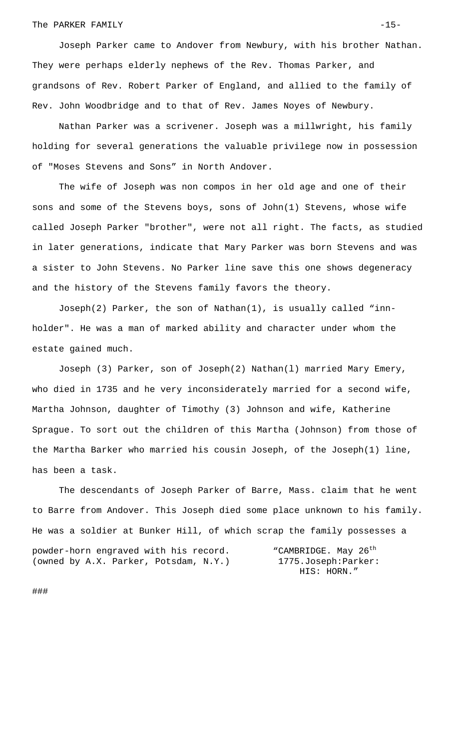Joseph Parker came to Andover from Newbury, with his brother Nathan. They were perhaps elderly nephews of the Rev. Thomas Parker, and grandsons of Rev. Robert Parker of England, and allied to the family of Rev. John Woodbridge and to that of Rev. James Noyes of Newbury.

Nathan Parker was a scrivener. Joseph was a millwright, his family holding for several generations the valuable privilege now in possession of "Moses Stevens and Sons" in North Andover.

The wife of Joseph was non compos in her old age and one of their sons and some of the Stevens boys, sons of John(1) Stevens, whose wife called Joseph Parker "brother", were not all right. The facts, as studied in later generations, indicate that Mary Parker was born Stevens and was a sister to John Stevens. No Parker line save this one shows degeneracy and the history of the Stevens family favors the theory.

Joseph(2) Parker, the son of Nathan(1), is usually called "inn-holder". He was a man of marked ability and character under whom the estate gained much.

Joseph (3) Parker, son of Joseph(2) Nathan(l) married Mary Emery, who died in 1735 and he very inconsiderately married for a second wife, Martha Johnson, daughter of Timothy (3) Johnson and wife, Katherine Sprague. To sort out the children of this Martha (Johnson) from those of the Martha Barker who married his cousin Joseph, of the Joseph(1) line, has been a task.

The descendants of Joseph Parker of Barre, Mass. claim that he went to Barre from Andover. This Joseph died some place unknown to his family. He was a soldier at Bunker Hill, of which scrap the family possesses a powder-horn engraved with his record. (owned by A.X. Parker, Potsdam, N.Y.)

"CAMBRIDGE. May 26th
1775.Joseph:Parker:
HIS: HORN."

###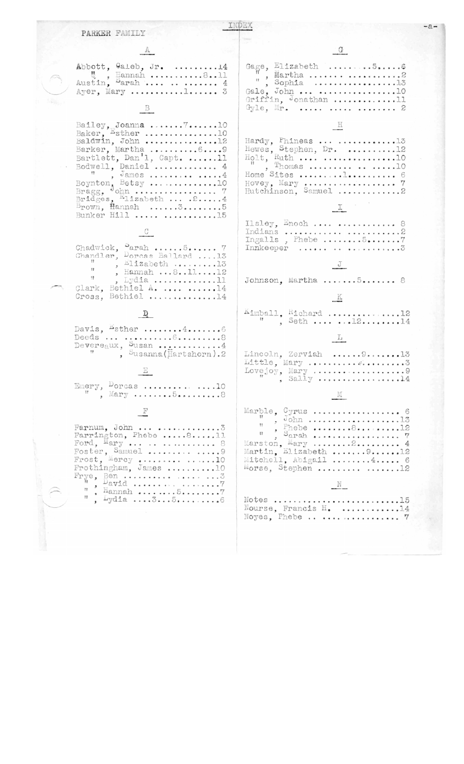PARKER FAMILY

# INDEX

## A

Abbott, Caleb, Jr. .........14
" , Hannah ..........8..11
Austin, Sarah .... .. ....... 4
Ayer, Mary ..........1...... 3

## B

Bailey, Joanna .......7......10
Baker, Esther ...............10
Baldwin, John ...............12
Barker, Martha ..........6....9
Bartlett, Dan'l, Capt. ......11
Bodwell, Daniel ............. 4
" , James ......... .....4
Boynton, Betsy ..............10
Bragg, John ................ 7
Bridges, Elizabeth ... .2.....4
Brown, Hannah ......3.......5
Bunker Hill ..... ...........15

## C

Chadwick, Sarah ......5...... 7
Chandler, Dorcas Ballard ....13
" , Elizabeth .........13
" , Hannah ...8..11....12
" , Lydia .............11
Clark, Bethiel A. .... ......14
Cross, Bethiel ..............14

## D

Davis, Esther ........4.......6
Deeds ... ..........6.........8
Devereaux, Susan ............4
" , Susanna(Hartshorn).2

## E

Emery, Dorcas .......... ....10
" , Mary ........5.........8

## F

Farnum, John ... ............3
Farrington, Phebe .....8.....11
Ford, Mary ... .. .......... 8
Foster, Samuel ......... .....9
Frost, Mercy ......... ......10
Frothingham, James ..........10
Frye, Ben .......... ..... ...3
" , David ......... ........7
" , Hannah ........5........7
" , Lydia ....3...5.........6

## G

Gage, Elizabeth .........5.....6
" , Martha ....... ..........2
" , Sophia ................13
Gale, John ... ...............10
Griffin, Jonathan ............11
Gyle, Mr. ..... ..... ........ 2

## H

Hardy, Phineas ... ............13
Hewes, Stephen, Dr. ..........12
Holt, Ruth .... ...............10
" , Thomas ......... .. .....10
Home Sites .........1......... 6
Hovey, Mary .................. 7
Hutchinson, Samuel ............2

## I

Ilsley, Enoch .... ............ 8
Indians ............ ..........2
Ingalls , Phebe ........5.......7
Innkeeper ...... .. ...........3

## J

Johnson, Martha .......5....... 8

## K

Kimball, Richard ..............12
" , Seth .... ...12........14

## L

Lincoln, Zerviah ......9.......13
Little, Mary ..................3
Lovejoy, Mary ..................9
" , Sally .................14

## M

Marble, Cyrus .................. 6
" , John ...................13
" , Phebe ........8.........12
" , Sarah ................. 7
Marston, Mary ........2......... 4
Martin, Elizabeth .......9.......12
Mitchell, Abigail ........4..... 6
Morse, Stephen ......... .......12

## N

Notes ..........................15
Nourse, Francis H. ............14
Noyes, Phebe .. ................ 7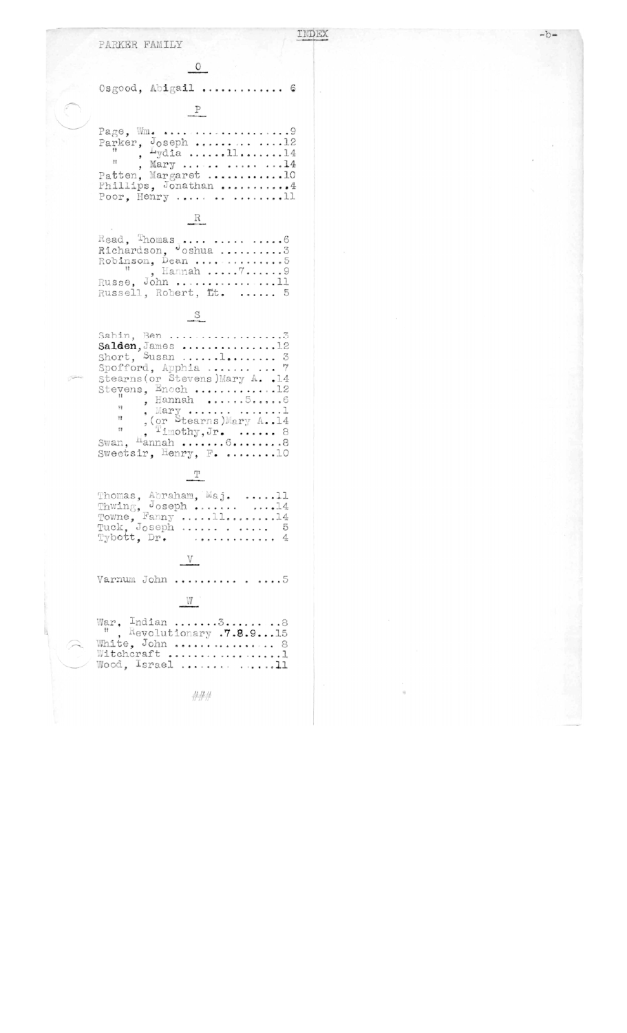PARKER FAMILY

INDEX

## O

Osgood, Abigail ............ 6

## P

Page, Wm. .... ...............9
Parker, Joseph ......... ....12
" , Lydia ......11......14
" , Mary ... .. ..... ...14
Patten, Margaret ...........10
Phillips, Jonathan ..........4
Poor, Henry ..... .. ........11

## R

Read, Thomas .... ..... .....6
Richardson, Joshua ..........3
Robinson, Dean ..............5
" , Hannah .....7......9
Russe, John ..............11
Russell, Robert, Lt. ...... 5

## S

Sabin, Ben .................3
Salden, James ..............12
Short, Susan ......1....... 3
Spofford, Apphia ....... ... 7
Stearns(or Stevens)Mary A. .14
Stevens, Enoch ............12
" , Hannah ......5.....6
" , Mary ....... .......1
" ,(or Stearns)Mary A..14
" , Timothy,Jr. ...... 8
Swan, Hannah .......6........8
Sweetsir, Henry, F. ........10

## T

Thomas, Abraham, Maj. .....11
Thwing, Joseph ....... ....14
Towne, Fanny .....11........14
Tuck, Joseph ...... . ..... 5
Tybott, Dr. ............ 4

## V

Varnum John .......... . ....5

## W

War, Indian .......3...... ..8
" , Revolutionary .7.8.9...15
White, John ............... 8
Witchcraft ..................1
Wood, Israel ........ ......11

###